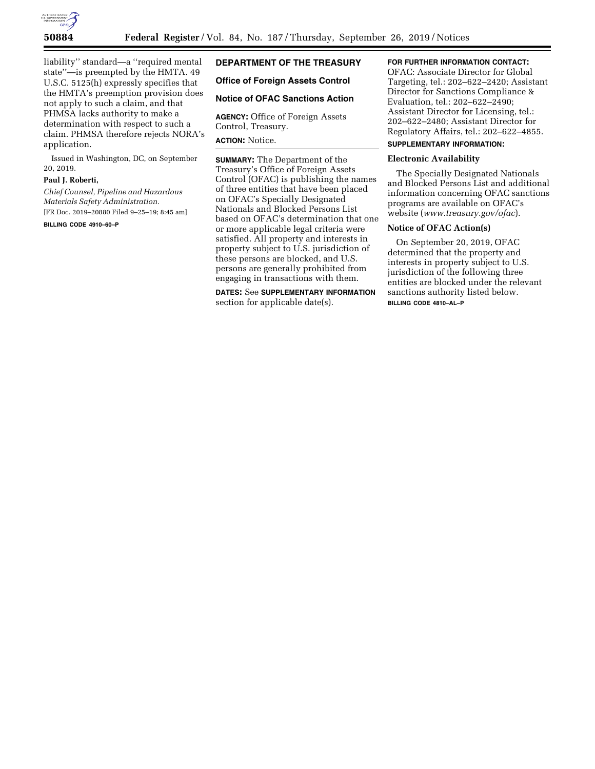liability'' standard—a ''required mental state''—is preempted by the HMTA. 49 U.S.C. 5125(h) expressly specifies that the HMTA's preemption provision does not apply to such a claim, and that PHMSA lacks authority to make a determination with respect to such a claim. PHMSA therefore rejects NORA's application.

Issued in Washington, DC, on September 20, 2019.

**Paul J. Roberti,**

*Chief Counsel, Pipeline and Hazardous Materials Safety Administration.*

[FR Doc. 2019–20880 Filed 9–25–19; 8:45 am]

**BILLING CODE 4910–60–P**

## DEPARTMENT OF THE TREASURY

### Office of Foreign Assets Control

### Notice of OFAC Sanctions Action

**AGENCY:** Office of Foreign Assets Control, Treasury.

**ACTION:** Notice.

**SUMMARY:** The Department of the Treasury's Office of Foreign Assets Control (OFAC) is publishing the names of three entities that have been placed on OFAC's Specially Designated Nationals and Blocked Persons List based on OFAC's determination that one or more applicable legal criteria were satisfied. All property and interests in property subject to U.S. jurisdiction of these persons are blocked, and U.S. persons are generally prohibited from engaging in transactions with them.

**DATES:** See **SUPPLEMENTARY INFORMATION** section for applicable date(s).

**FOR FURTHER INFORMATION CONTACT:** OFAC: Associate Director for Global Targeting, tel.: 202–622–2420; Assistant Director for Sanctions Compliance & Evaluation, tel.: 202–622–2490; Assistant Director for Licensing, tel.: 202–622–2480; Assistant Director for Regulatory Affairs, tel.: 202–622–4855.

**SUPPLEMENTARY INFORMATION:**

### Electronic Availability

The Specially Designated Nationals and Blocked Persons List and additional information concerning OFAC sanctions programs are available on OFAC's website (*www.treasury.gov/ofac*).

### Notice of OFAC Action(s)

On September 20, 2019, OFAC determined that the property and interests in property subject to U.S. jurisdiction of the following three entities are blocked under the relevant sanctions authority listed below.

**BILLING CODE 4810–AL–P**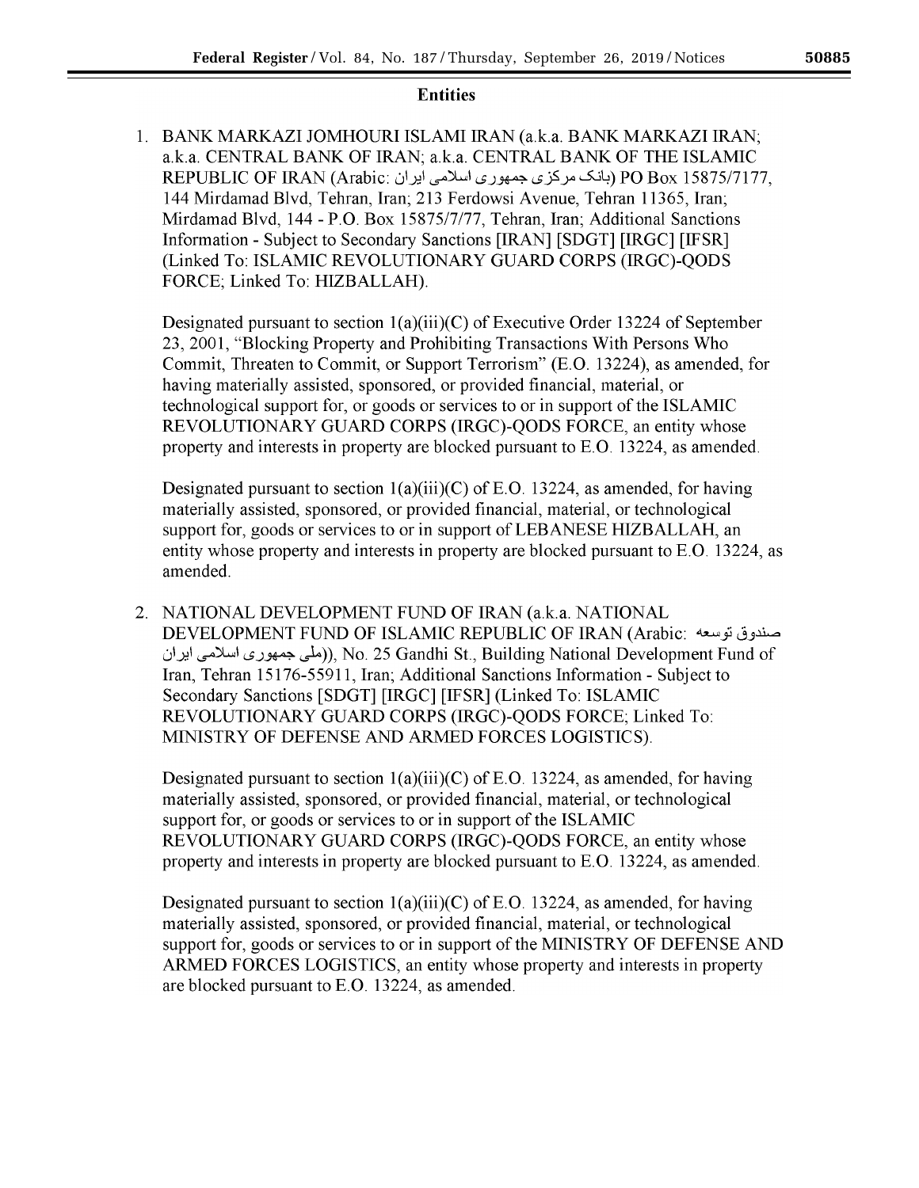## Entities

1. BANK MARKAZI JOMHOURI ISLAMI IRAN (a.k.a. BANK MARKAZI IRAN; a.k.a. CENTRAL BANK OF IRAN; a.k.a. CENTRAL BANK OF THE ISLAMIC REPUBLIC OF IRAN (Arabic: بانک مرکزی جمهوری اسلامی ایران) PO Box 15875/7177, 144 Mirdamad Blvd, Tehran, Iran; 213 Ferdowsi Avenue, Tehran 11365, Iran; Mirdamad Blvd, 144 - P.O. Box 15875/7/77, Tehran, Iran; Additional Sanctions Information - Subject to Secondary Sanctions [IRAN] [SDGT] [IRGC] [IFSR] (Linked To: ISLAMIC REVOLUTIONARY GUARD CORPS (IRGC)-QODS FORCE; Linked To: HIZBALLAH).

   Designated pursuant to section 1(a)(iii)(C) of Executive Order 13224 of September 23, 2001, "Blocking Property and Prohibiting Transactions With Persons Who Commit, Threaten to Commit, or Support Terrorism" (E.O. 13224), as amended, for having materially assisted, sponsored, or provided financial, material, or technological support for, or goods or services to or in support of the ISLAMIC REVOLUTIONARY GUARD CORPS (IRGC)-QODS FORCE, an entity whose property and interests in property are blocked pursuant to E.O. 13224, as amended.

   Designated pursuant to section 1(a)(iii)(C) of E.O. 13224, as amended, for having materially assisted, sponsored, or provided financial, material, or technological support for, goods or services to or in support of LEBANESE HIZBALLAH, an entity whose property and interests in property are blocked pursuant to E.O. 13224, as amended.

2. NATIONAL DEVELOPMENT FUND OF IRAN (a.k.a. NATIONAL DEVELOPMENT FUND OF ISLAMIC REPUBLIC OF IRAN (Arabic: صندوق توسعه ملی جمهوری اسلامی ایران)), No. 25 Gandhi St., Building National Development Fund of Iran, Tehran 15176-55911, Iran; Additional Sanctions Information - Subject to Secondary Sanctions [SDGT] [IRGC] [IFSR] (Linked To: ISLAMIC REVOLUTIONARY GUARD CORPS (IRGC)-QODS FORCE; Linked To: MINISTRY OF DEFENSE AND ARMED FORCES LOGISTICS).

   Designated pursuant to section 1(a)(iii)(C) of E.O. 13224, as amended, for having materially assisted, sponsored, or provided financial, material, or technological support for, or goods or services to or in support of the ISLAMIC REVOLUTIONARY GUARD CORPS (IRGC)-QODS FORCE, an entity whose property and interests in property are blocked pursuant to E.O. 13224, as amended.

   Designated pursuant to section 1(a)(iii)(C) of E.O. 13224, as amended, for having materially assisted, sponsored, or provided financial, material, or technological support for, goods or services to or in support of the MINISTRY OF DEFENSE AND ARMED FORCES LOGISTICS, an entity whose property and interests in property are blocked pursuant to E.O. 13224, as amended.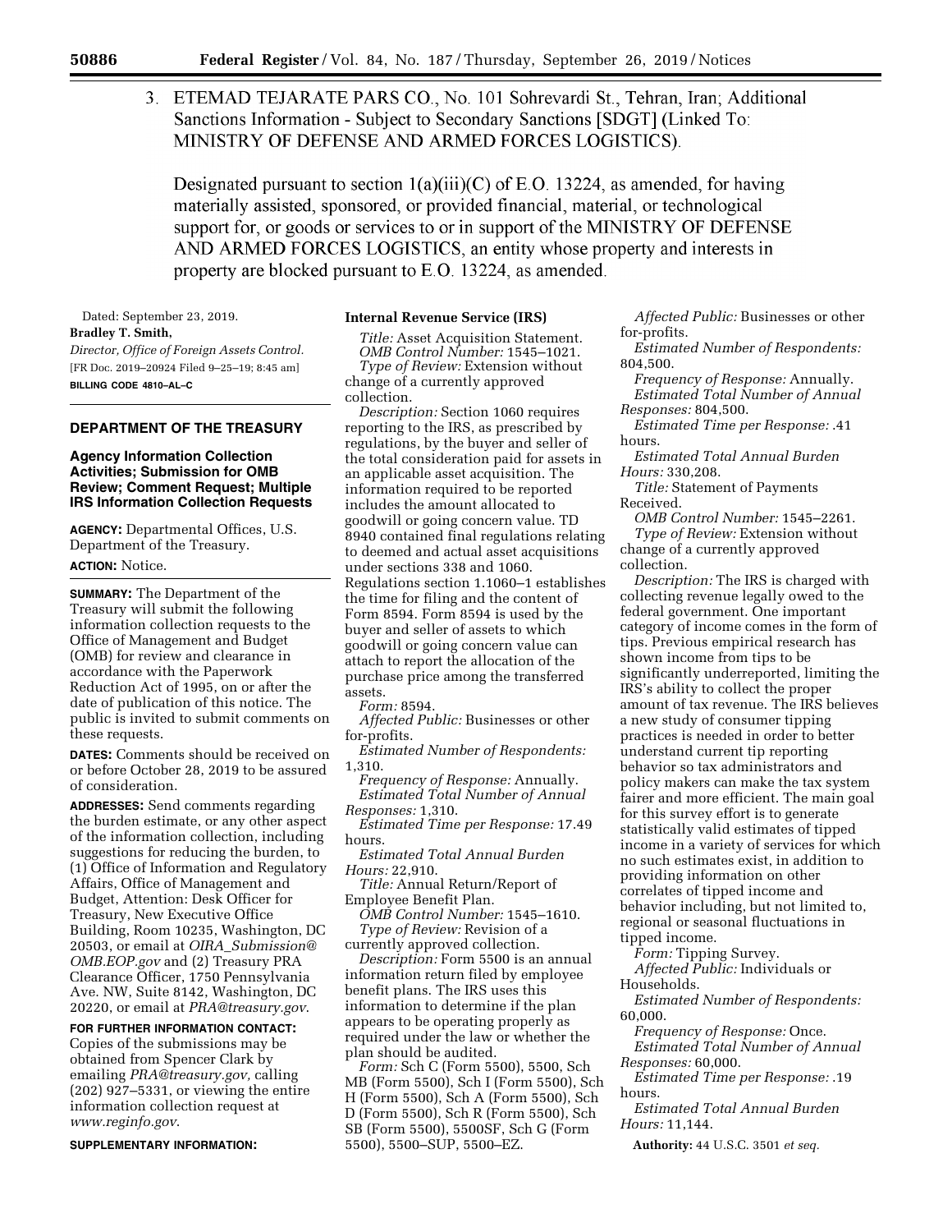3. ETEMAD TEJARATE PARS CO., No. 101 Sohrevardi St., Tehran, Iran; Additional Sanctions Information - Subject to Secondary Sanctions [SDGT] (Linked To: MINISTRY OF DEFENSE AND ARMED FORCES LOGISTICS).

Designated pursuant to section 1(a)(iii)(C) of E.O. 13224, as amended, for having materially assisted, sponsored, or provided financial, material, or technological support for, or goods or services to or in support of the MINISTRY OF DEFENSE AND ARMED FORCES LOGISTICS, an entity whose property and interests in property are blocked pursuant to E.O. 13224, as amended.

Dated: September 23, 2019.

**Bradley T. Smith,**

*Director, Office of Foreign Assets Control.*

[FR Doc. 2019–20924 Filed 9–25–19; 8:45 am]

**BILLING CODE 4810–AL–C**

## DEPARTMENT OF THE TREASURY

### Agency Information Collection Activities; Submission for OMB Review; Comment Request; Multiple IRS Information Collection Requests

**AGENCY:** Departmental Offices, U.S. Department of the Treasury.

**ACTION:** Notice.

**SUMMARY:** The Department of the Treasury will submit the following information collection requests to the Office of Management and Budget (OMB) for review and clearance in accordance with the Paperwork Reduction Act of 1995, on or after the date of publication of this notice. The public is invited to submit comments on these requests.

**DATES:** Comments should be received on or before October 28, 2019 to be assured of consideration.

**ADDRESSES:** Send comments regarding the burden estimate, or any other aspect of the information collection, including suggestions for reducing the burden, to (1) Office of Information and Regulatory Affairs, Office of Management and Budget, Attention: Desk Officer for Treasury, New Executive Office Building, Room 10235, Washington, DC 20503, or email at *OIRA_Submission@OMB.EOP.gov* and (2) Treasury PRA Clearance Officer, 1750 Pennsylvania Ave. NW, Suite 8142, Washington, DC 20220, or email at *PRA@treasury.gov*.

**FOR FURTHER INFORMATION CONTACT:** Copies of the submissions may be obtained from Spencer Clark by emailing *PRA@treasury.gov,* calling (202) 927–5331, or viewing the entire information collection request at *www.reginfo.gov*.

**SUPPLEMENTARY INFORMATION:**

**Internal Revenue Service (IRS)**

*Title:* Asset Acquisition Statement.

*OMB Control Number:* 1545–1021.

*Type of Review:* Extension without change of a currently approved collection.

*Description:* Section 1060 requires reporting to the IRS, as prescribed by regulations, by the buyer and seller of the total consideration paid for assets in an applicable asset acquisition. The information required to be reported includes the amount allocated to goodwill or going concern value. TD 8940 contained final regulations relating to deemed and actual asset acquisitions under sections 338 and 1060. Regulations section 1.1060–1 establishes the time for filing and the content of Form 8594. Form 8594 is used by the buyer and seller of assets to which goodwill or going concern value can attach to report the allocation of the purchase price among the transferred assets.

*Form:* 8594.

*Affected Public:* Businesses or other for-profits.

*Estimated Number of Respondents:* 1,310.

*Frequency of Response:* Annually.

*Estimated Total Number of Annual Responses:* 1,310.

*Estimated Time per Response:* 17.49 hours.

*Estimated Total Annual Burden Hours:* 22,910.

*Title:* Annual Return/Report of Employee Benefit Plan.

*OMB Control Number:* 1545–1610.

*Type of Review:* Revision of a currently approved collection.

*Description:* Form 5500 is an annual information return filed by employee benefit plans. The IRS uses this information to determine if the plan appears to be operating properly as required under the law or whether the plan should be audited.

*Form:* Sch C (Form 5500), 5500, Sch MB (Form 5500), Sch I (Form 5500), Sch H (Form 5500), Sch A (Form 5500), Sch D (Form 5500), Sch R (Form 5500), Sch SB (Form 5500), 5500SF, Sch G (Form 5500), 5500–SUP, 5500–EZ.

*Affected Public:* Businesses or other for-profits.

*Estimated Number of Respondents:* 804,500.

*Frequency of Response:* Annually.

*Estimated Total Number of Annual Responses:* 804,500.

*Estimated Time per Response:* .41 hours.

*Estimated Total Annual Burden Hours:* 330,208.

*Title:* Statement of Payments Received.

*OMB Control Number:* 1545–2261.

*Type of Review:* Extension without change of a currently approved collection.

*Description:* The IRS is charged with collecting revenue legally owed to the federal government. One important category of income comes in the form of tips. Previous empirical research has shown income from tips to be significantly underreported, limiting the IRS's ability to collect the proper amount of tax revenue. The IRS believes a new study of consumer tipping practices is needed in order to better understand current tip reporting behavior so tax administrators and policy makers can make the tax system fairer and more efficient. The main goal for this survey effort is to generate statistically valid estimates of tipped income in a variety of services for which no such estimates exist, in addition to providing information on other correlates of tipped income and behavior including, but not limited to, regional or seasonal fluctuations in tipped income.

*Form:* Tipping Survey.

*Affected Public:* Individuals or Households.

*Estimated Number of Respondents:* 60,000.

*Frequency of Response:* Once.

*Estimated Total Number of Annual Responses:* 60,000.

*Estimated Time per Response:* .19 hours.

*Estimated Total Annual Burden Hours:* 11,144.

**Authority:** 44 U.S.C. 3501 *et seq.*